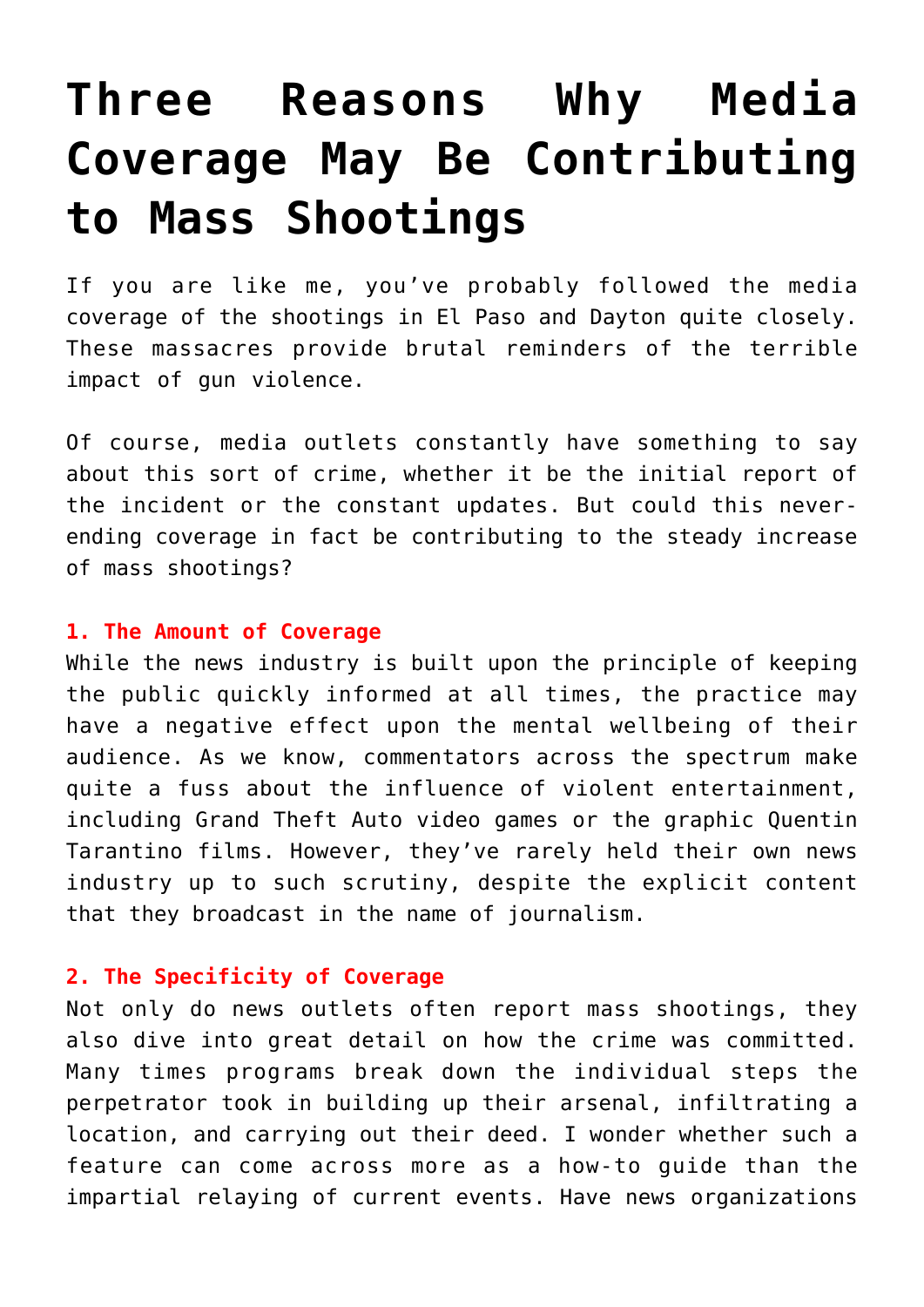# Three Reasons Why Media Coverage May Be Contributing to Mass Shootings

If you are like me, you've probably followed the media coverage of the shootings in El Paso and Dayton quite closely. These massacres provide brutal reminders of the terrible impact of gun violence.

Of course, media outlets constantly have something to say about this sort of crime, whether it be the initial report of the incident or the constant updates. But could this never-ending coverage in fact be contributing to the steady increase of mass shootings?

**1. The Amount of Coverage**

While the news industry is built upon the principle of keeping the public quickly informed at all times, the practice may have a negative effect upon the mental wellbeing of their audience. As we know, commentators across the spectrum make quite a fuss about the influence of violent entertainment, including Grand Theft Auto video games or the graphic Quentin Tarantino films. However, they've rarely held their own news industry up to such scrutiny, despite the explicit content that they broadcast in the name of journalism.

**2. The Specificity of Coverage**

Not only do news outlets often report mass shootings, they also dive into great detail on how the crime was committed. Many times programs break down the individual steps the perpetrator took in building up their arsenal, infiltrating a location, and carrying out their deed. I wonder whether such a feature can come across more as a how-to guide than the impartial relaying of current events. Have news organizations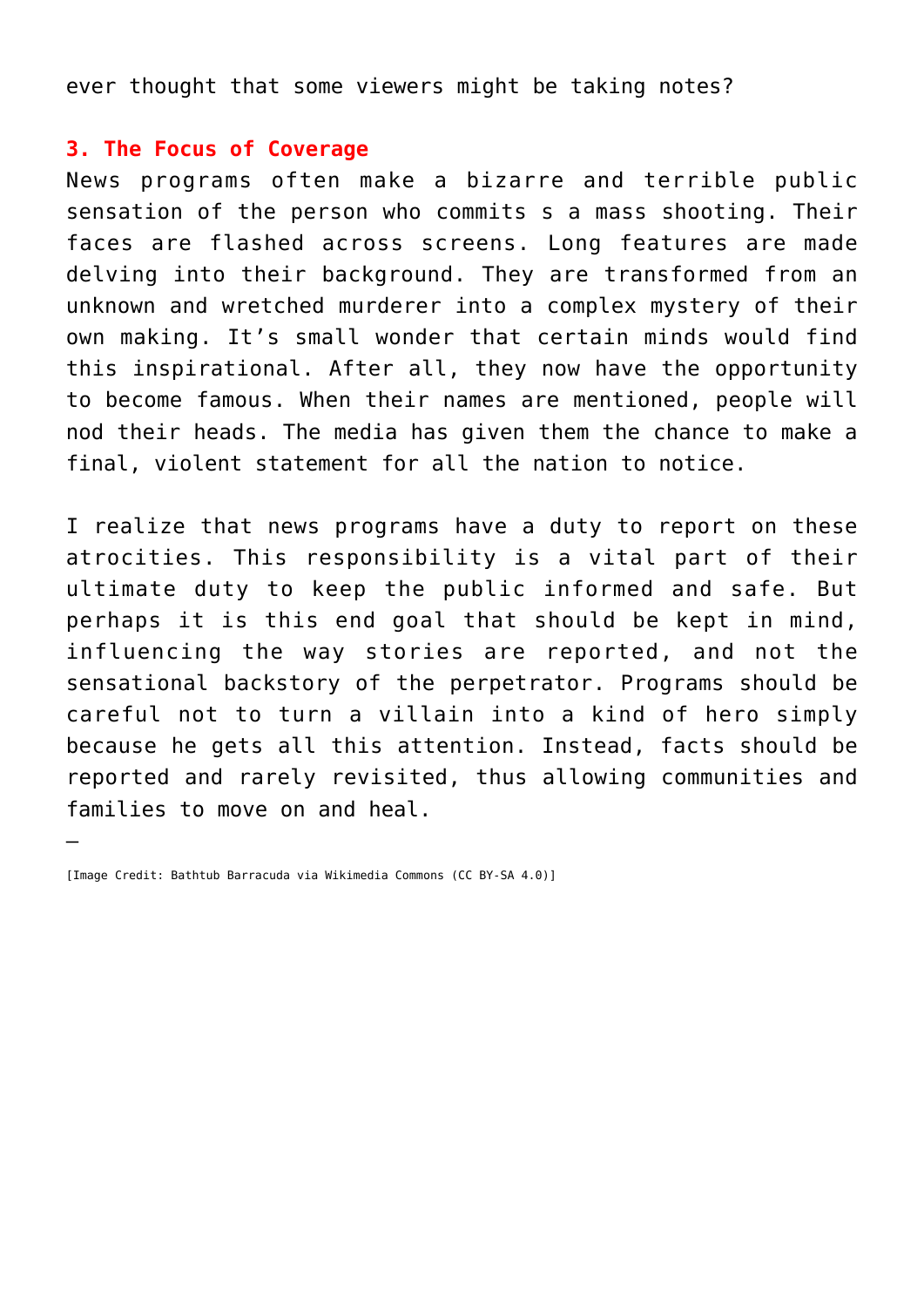ever thought that some viewers might be taking notes?

### 3. The Focus of Coverage

News programs often make a bizarre and terrible public sensation of the person who commits s a mass shooting. Their faces are flashed across screens. Long features are made delving into their background. They are transformed from an unknown and wretched murderer into a complex mystery of their own making. It's small wonder that certain minds would find this inspirational. After all, they now have the opportunity to become famous. When their names are mentioned, people will nod their heads. The media has given them the chance to make a final, violent statement for all the nation to notice.

I realize that news programs have a duty to report on these atrocities. This responsibility is a vital part of their ultimate duty to keep the public informed and safe. But perhaps it is this end goal that should be kept in mind, influencing the way stories are reported, and not the sensational backstory of the perpetrator. Programs should be careful not to turn a villain into a kind of hero simply because he gets all this attention. Instead, facts should be reported and rarely revisited, thus allowing communities and families to move on and heal.

—

[Image Credit: Bathtub Barracuda via Wikimedia Commons (CC BY-SA 4.0)]